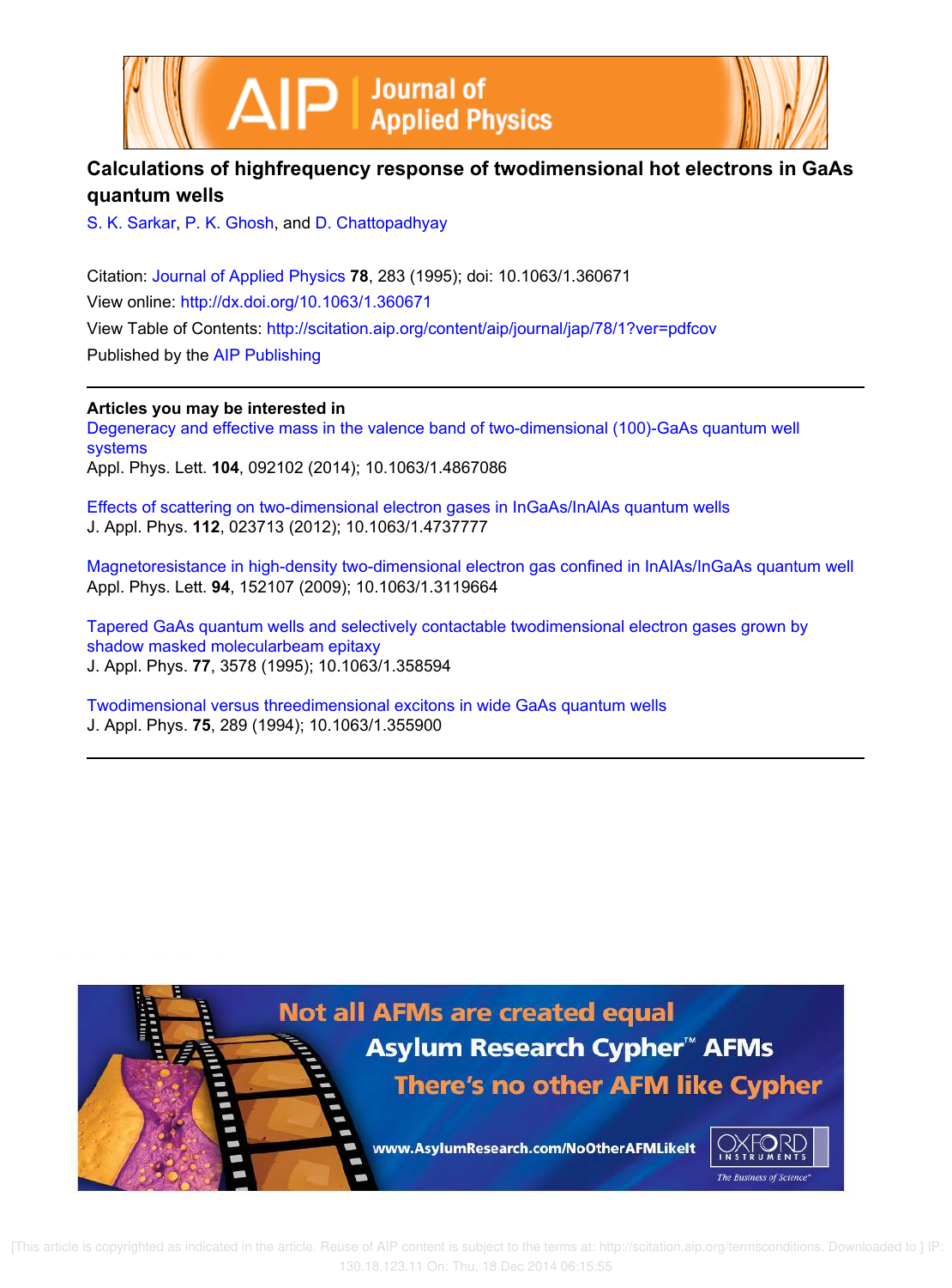# Calculations of highfrequency response of twodimensional hot electrons in GaAs quantum wells

S. K. Sarkar, P. K. Ghosh, and D. Chattopadhyay

Citation: Journal of Applied Physics **78**, 283 (1995); doi: 10.1063/1.360671

View online: http://dx.doi.org/10.1063/1.360671

View Table of Contents: http://scitation.aip.org/content/aip/journal/jap/78/1?ver=pdfcov

Published by the AIP Publishing

---

**Articles you may be interested in**

Degeneracy and effective mass in the valence band of two-dimensional (100)-GaAs quantum well systems
Appl. Phys. Lett. **104**, 092102 (2014); 10.1063/1.4867086

Effects of scattering on two-dimensional electron gases in InGaAs/InAlAs quantum wells
J. Appl. Phys. **112**, 023713 (2012); 10.1063/1.4737777

Magnetoresistance in high-density two-dimensional electron gas confined in InAlAs/InGaAs quantum well
Appl. Phys. Lett. **94**, 152107 (2009); 10.1063/1.3119664

Tapered GaAs quantum wells and selectively contactable twodimensional electron gases grown by shadow masked molecularbeam epitaxy
J. Appl. Phys. **77**, 3578 (1995); 10.1063/1.358594

Twodimensional versus threedimensional excitons in wide GaAs quantum wells
J. Appl. Phys. **75**, 289 (1994); 10.1063/1.355900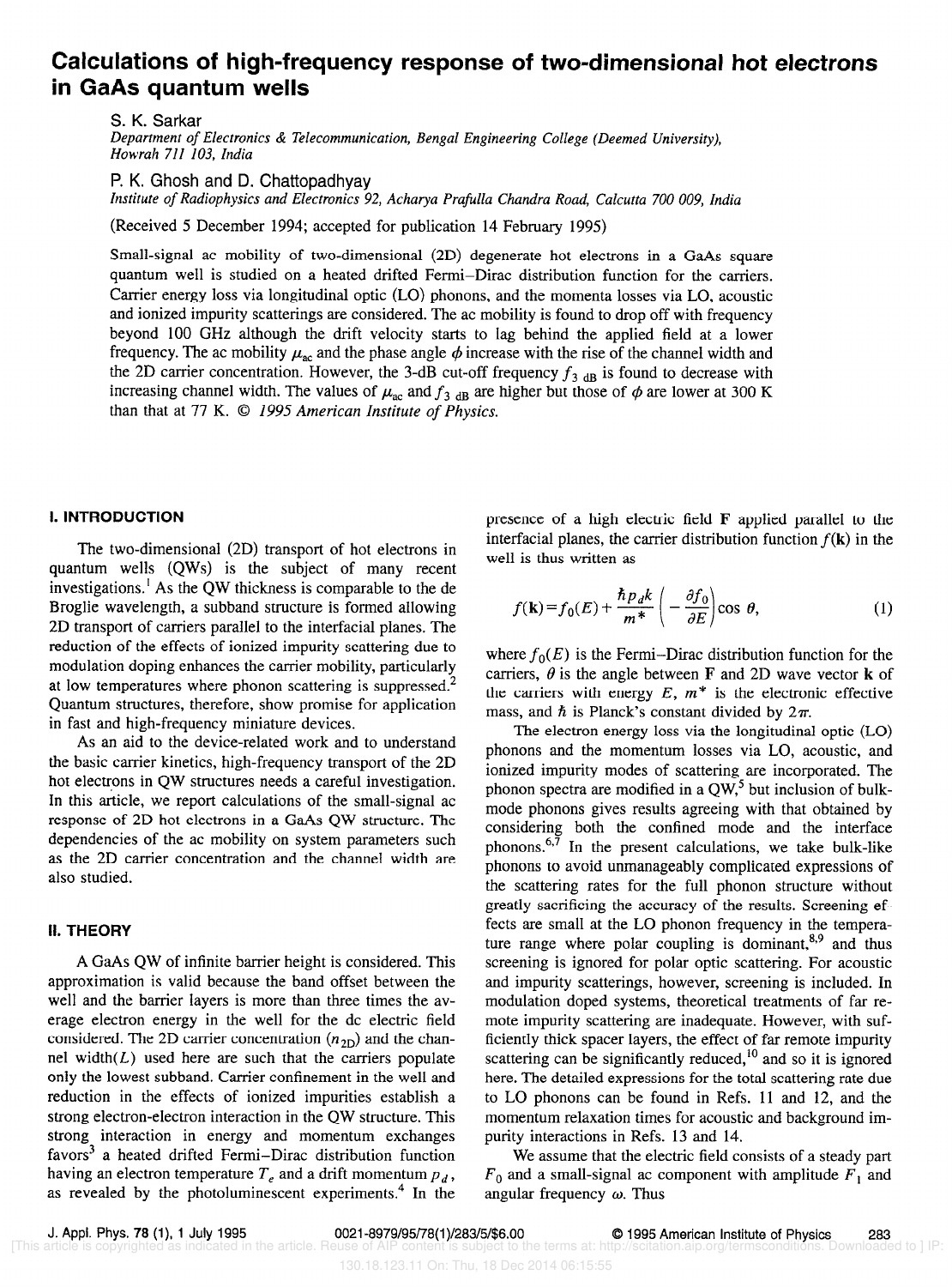# Calculations of high-frequency response of two-dimensional hot electrons in GaAs quantum wells

S. K. Sarkar

*Department of Electronics & Telecommunication, Bengal Engineering College (Deemed University), Howrah 711 103, India*

P. K. Ghosh and D. Chattopadhyay

*Institute of Radiophysics and Electronics 92, Acharya Prafulla Chandra Road, Calcutta 700 009, India*

(Received 5 December 1994; accepted for publication 14 February 1995)

Small-signal ac mobility of two-dimensional (2D) degenerate hot electrons in a GaAs square quantum well is studied on a heated drifted Fermi–Dirac distribution function for the carriers. Carrier energy loss via longitudinal optic (LO) phonons, and the momenta losses via LO, acoustic and ionized impurity scatterings are considered. The ac mobility is found to drop off with frequency beyond 100 GHz although the drift velocity starts to lag behind the applied field at a lower frequency. The ac mobility $\mu_{ac}$ and the phase angle $\phi$ increase with the rise of the channel width and the 2D carrier concentration. However, the 3-dB cut-off frequency $f_{3\ dB}$ is found to decrease with increasing channel width. The values of $\mu_{ac}$ and $f_{3\ dB}$ are higher but those of $\phi$ are lower at 300 K than that at 77 K. © *1995 American Institute of Physics.*

## I. INTRODUCTION

The two-dimensional (2D) transport of hot electrons in quantum wells (QWs) is the subject of many recent investigations.[1] As the QW thickness is comparable to the de Broglie wavelength, a subband structure is formed allowing 2D transport of carriers parallel to the interfacial planes. The reduction of the effects of ionized impurity scattering due to modulation doping enhances the carrier mobility, particularly at low temperatures where phonon scattering is suppressed.[2] Quantum structures, therefore, show promise for application in fast and high-frequency miniature devices.

As an aid to the device-related work and to understand the basic carrier kinetics, high-frequency transport of the 2D hot electrons in QW structures needs a careful investigation. In this article, we report calculations of the small-signal ac response of 2D hot electrons in a GaAs QW structure. The dependencies of the ac mobility on system parameters such as the 2D carrier concentration and the channel width are also studied.

## II. THEORY

A GaAs QW of infinite barrier height is considered. This approximation is valid because the band offset between the well and the barrier layers is more than three times the average electron energy in the well for the dc electric field considered. The 2D carrier concentration ($n_{2D}$) and the channel width($L$) used here are such that the carriers populate only the lowest subband. Carrier confinement in the well and reduction in the effects of ionized impurities establish a strong electron-electron interaction in the QW structure. This strong interaction in energy and momentum exchanges favors[3] a heated drifted Fermi–Dirac distribution function having an electron temperature $T_e$ and a drift momentum $p_d$, as revealed by the photoluminescent experiments.[4] In the presence of a high electric field $\mathbf{F}$ applied parallel to the interfacial planes, the carrier distribution function $f(\mathbf{k})$ in the well is thus written as

$$f(\mathbf{k})=f_0(E)+\frac{\hbar p_d k}{m^*}\left(-\frac{\partial f_0}{\partial E}\right)\cos\theta, \tag{1}$$

where $f_0(E)$ is the Fermi–Dirac distribution function for the carriers, $\theta$ is the angle between $\mathbf{F}$ and 2D wave vector $\mathbf{k}$ of the carriers with energy $E$, $m^*$ is the electronic effective mass, and $\hbar$ is Planck's constant divided by $2\pi$.

The electron energy loss via the longitudinal optic (LO) phonons and the momentum losses via LO, acoustic, and ionized impurity modes of scattering are incorporated. The phonon spectra are modified in a QW,[5] but inclusion of bulk-mode phonons gives results agreeing with that obtained by considering both the confined mode and the interface phonons.[6,7] In the present calculations, we take bulk-like phonons to avoid unmanageably complicated expressions of the scattering rates for the full phonon structure without greatly sacrificing the accuracy of the results. Screening effects are small at the LO phonon frequency in the temperature range where polar coupling is dominant,[8,9] and thus screening is ignored for polar optic scattering. For acoustic and impurity scatterings, however, screening is included. In modulation doped systems, theoretical treatments of far remote impurity scattering are inadequate. However, with sufficiently thick spacer layers, the effect of far remote impurity scattering can be significantly reduced,[10] and so it is ignored here. The detailed expressions for the total scattering rate due to LO phonons can be found in Refs. 11 and 12, and the momentum relaxation times for acoustic and background impurity interactions in Refs. 13 and 14.

We assume that the electric field consists of a steady part $F_0$ and a small-signal ac component with amplitude $F_1$ and angular frequency $\omega$. Thus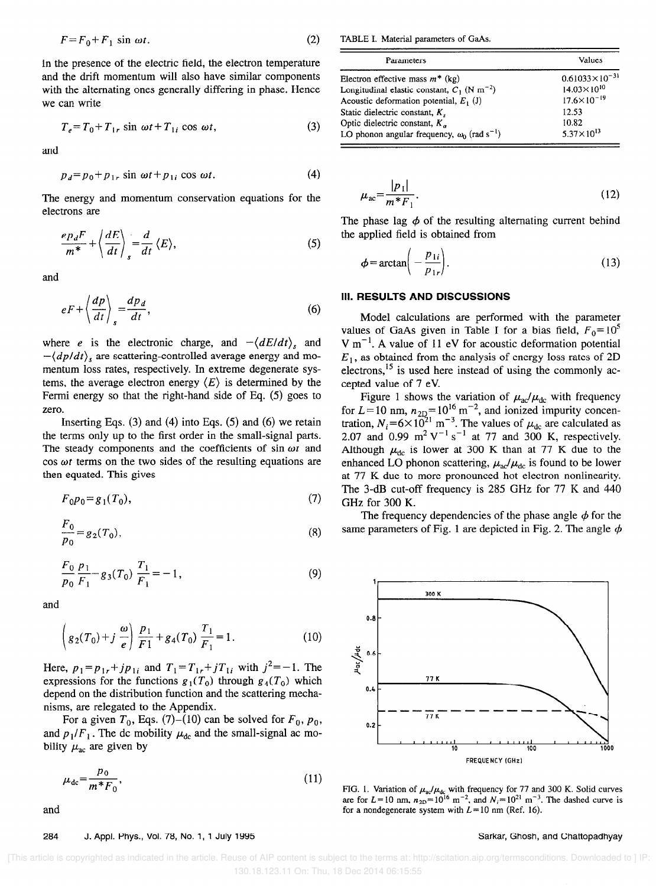$$F=F_0+F_1 \sin \omega t. \tag{2}$$

In the presence of the electric field, the electron temperature and the drift momentum will also have similar components with the alternating ones generally differing in phase. Hence we can write

$$T_e=T_0+T_{1r} \sin \omega t+T_{1i} \cos \omega t, \tag{3}$$

and

$$p_d=p_0+p_{1r} \sin \omega t+p_{1i} \cos \omega t. \tag{4}$$

The energy and momentum conservation equations for the electrons are

$$\frac{e p_d F}{m^*}+\left\langle\frac{dE}{dt}\right\rangle_s=\frac{d}{dt}\langle E\rangle, \tag{5}$$

and

$$eF+\left\langle\frac{dp}{dt}\right\rangle_s=\frac{dp_d}{dt}, \tag{6}$$

where $e$ is the electronic charge, and $-\langle dE/dt\rangle_s$ and $-\langle dp/dt\rangle_s$ are scattering-controlled average energy and momentum loss rates, respectively. In extreme degenerate systems, the average electron energy $\langle E\rangle$ is determined by the Fermi energy so that the right-hand side of Eq. (5) goes to zero.

Inserting Eqs. (3) and (4) into Eqs. (5) and (6) we retain the terms only up to the first order in the small-signal parts. The steady components and the coefficients of $\sin \omega t$ and $\cos \omega t$ terms on the two sides of the resulting equations are then equated. This gives

$$F_0 p_0=g_1(T_0), \tag{7}$$

$$\frac{F_0}{p_0}=g_2(T_0), \tag{8}$$

$$\frac{F_0}{p_0}\frac{p_1}{F_1}-g_3(T_0)\frac{T_1}{F_1}=-1, \tag{9}$$

and

$$\left(g_2(T_0)+j\frac{\omega}{e}\right)\frac{p_1}{F1}+g_4(T_0)\frac{T_1}{F_1}=1. \tag{10}$$

Here, $p_1=p_{1r}+jp_{1i}$ and $T_1=T_{1r}+jT_{1i}$ with $j^2=-1$. The expressions for the functions $g_1(T_0)$ through $g_4(T_0)$ which depend on the distribution function and the scattering mechanisms, are relegated to the Appendix.

For a given $T_0$, Eqs. (7)–(10) can be solved for $F_0$, $p_0$, and $p_1/F_1$. The dc mobility $\mu_{dc}$ and the small-signal ac mobility $\mu_{ac}$ are given by

$$\mu_{dc}=\frac{p_0}{m^* F_0}, \tag{11}$$

and

$$\mu_{ac}=\frac{|p_1|}{m^* F_1}. \tag{12}$$

The phase lag $\phi$ of the resulting alternating current behind the applied field is obtained from

$$\phi=\arctan\left(-\frac{p_{1i}}{p_{1r}}\right). \tag{13}$$

TABLE I. Material parameters of GaAs.

| Parameters | Values |
|---|---|
| Electron effective mass $m^*$ (kg) | $0.61033\times10^{-31}$ |
| Longitudinal elastic constant, $C_1$ (N m$^{-2}$) | $14.03\times10^{10}$ |
| Acoustic deformation potential, $E_1$ (J) | $17.6\times10^{-19}$ |
| Static dielectric constant, $K_s$ | 12.53 |
| Optic dielectric constant, $K_\alpha$ | 10.82 |
| LO phonon angular frequency, $\omega_0$ (rad s$^{-1}$) | $5.37\times10^{13}$ |

## III. RESULTS AND DISCUSSIONS

Model calculations are performed with the parameter values of GaAs given in Table I for a bias field, $F_0=10^5$ V m$^{-1}$. A value of 11 eV for acoustic deformation potential $E_1$, as obtained from the analysis of energy loss rates of 2D electrons,[15] is used here instead of using the commonly accepted value of 7 eV.

Figure 1 shows the variation of $\mu_{ac}/\mu_{dc}$ with frequency for $L=10$ nm, $n_{2D}=10^{16}$ m$^{-2}$, and ionized impurity concentration, $N_i=6\times10^{21}$ m$^{-3}$. The values of $\mu_{dc}$ are calculated as 2.07 and 0.99 m$^2$ V$^{-1}$ s$^{-1}$ at 77 and 300 K, respectively. Although $\mu_{dc}$ is lower at 300 K than at 77 K due to the enhanced LO phonon scattering, $\mu_{ac}/\mu_{dc}$ is found to be lower at 77 K due to more pronounced hot electron nonlinearity. The 3-dB cut-off frequency is 285 GHz for 77 K and 440 GHz for 300 K.

The frequency dependencies of the phase angle $\phi$ for the same parameters of Fig. 1 are depicted in Fig. 2. The angle $\phi$

300 K
77 K
77 K
$\mu_{ac}/\mu_{dc}$
1
0.8
0.6
0.4
0.2
10
100
1000
FREQUENCY (GHz)

FIG. 1. Variation of $\mu_{ac}/\mu_{dc}$ with frequency for 77 and 300 K. Solid curves are for $L=10$ nm, $n_{2D}=10^{16}$ m$^{-2}$, and $N_i=10^{21}$ m$^{-3}$. The dashed curve is for a nondegenerate system with $L=10$ nm (Ref. 16).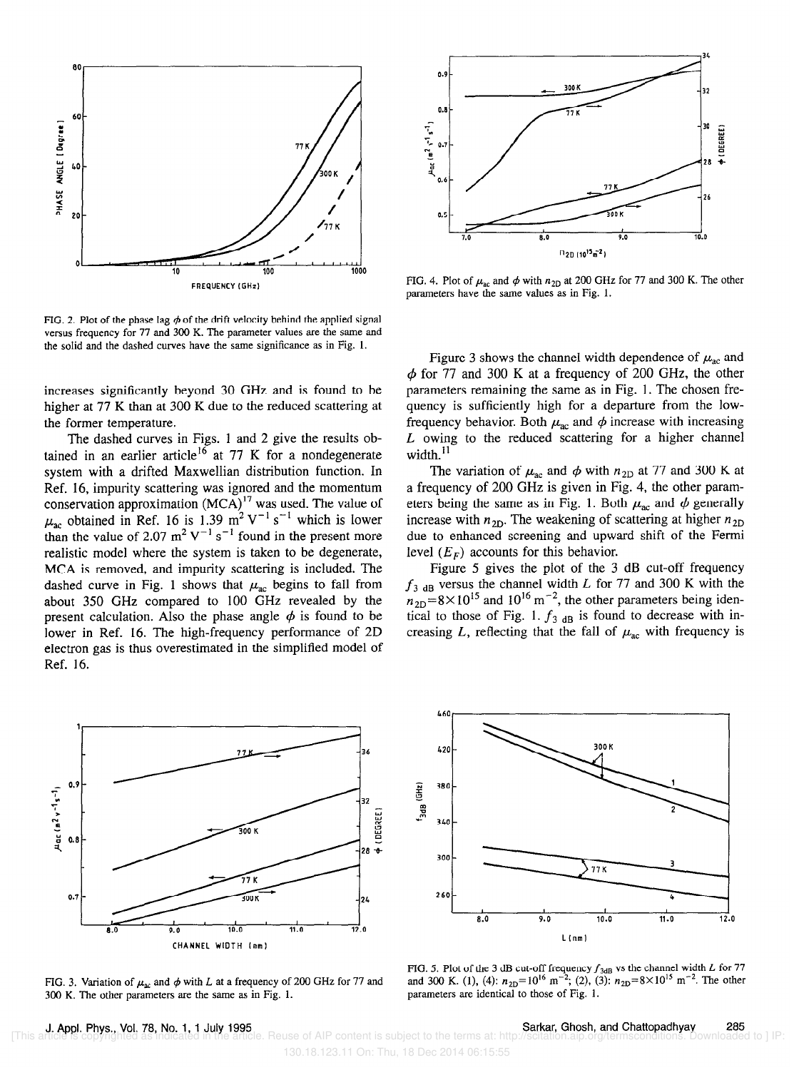PHASE ANGLE [Degree]

80

60

40

20

0

10

100

1000

FREQUENCY (GHz)

77K

300 K

77 K

FIG. 2. Plot of the phase lag $\phi$ of the drift velocity behind the applied signal versus frequency for 77 and 300 K. The parameter values are the same and the solid and the dashed curves have the same significance as in Fig. 1.

$\mu_{ac}$ ($m^2 V^{-1} s^{-1}$)

0.9

0.8

0.7

0.6

0.5

7.0

8.0

9.0

10.0

$n_{2D}$ ($10^{15} m^{-2}$)

$\phi$ (DEGREE)

34

32

30

28

26

300 K

77 K

77 K

300 K

FIG. 4. Plot of $\mu_{ac}$ and $\phi$ with $n_{2D}$ at 200 GHz for 77 and 300 K. The other parameters have the same values as in Fig. 1.

increases significantly beyond 30 GHz and is found to be higher at 77 K than at 300 K due to the reduced scattering at the former temperature.

The dashed curves in Figs. 1 and 2 give the results obtained in an earlier article[16] at 77 K for a nondegenerate system with a drifted Maxwellian distribution function. In Ref. 16, impurity scattering was ignored and the momentum conservation approximation (MCA)[17] was used. The value of $\mu_{ac}$ obtained in Ref. 16 is 1.39 $m^2 V^{-1} s^{-1}$ which is lower than the value of 2.07 $m^2 V^{-1} s^{-1}$ found in the present more realistic model where the system is taken to be degenerate, MCA is removed, and impurity scattering is included. The dashed curve in Fig. 1 shows that $\mu_{ac}$ begins to fall from about 350 GHz compared to 100 GHz revealed by the present calculation. Also the phase angle $\phi$ is found to be lower in Ref. 16. The high-frequency performance of 2D electron gas is thus overestimated in the simplified model of Ref. 16.

Figure 3 shows the channel width dependence of $\mu_{ac}$ and $\phi$ for 77 and 300 K at a frequency of 200 GHz, the other parameters remaining the same as in Fig. 1. The chosen frequency is sufficiently high for a departure from the low-frequency behavior. Both $\mu_{ac}$ and $\phi$ increase with increasing $L$ owing to the reduced scattering for a higher channel width.[11]

The variation of $\mu_{ac}$ and $\phi$ with $n_{2D}$ at 77 and 300 K at a frequency of 200 GHz is given in Fig. 4, the other parameters being the same as in Fig. 1. Both $\mu_{ac}$ and $\phi$ generally increase with $n_{2D}$. The weakening of scattering at higher $n_{2D}$ due to enhanced screening and upward shift of the Fermi level ($E_F$) accounts for this behavior.

Figure 5 gives the plot of the 3 dB cut-off frequency $f_{3\ dB}$ versus the channel width $L$ for 77 and 300 K with the $n_{2D}=8\times10^{15}$ and $10^{16}\ m^{-2}$, the other parameters being identical to those of Fig. 1. $f_{3\ dB}$ is found to decrease with increasing $L$, reflecting that the fall of $\mu_{ac}$ with frequency is

$\mu_{ac}$ ($m^2 V^{-1} s^{-1}$)

1

0.9

0.8

0.7

8.0

9.0

10.0

11.0

12.0

CHANNEL WIDTH (nm)

$\phi$ (DEGREE)

36

32

28

24

77 K

300 K

77 K

300 K

FIG. 3. Variation of $\mu_{ac}$ and $\phi$ with $L$ at a frequency of 200 GHz for 77 and 300 K. The other parameters are the same as in Fig. 1.

$f_{3dB}$ (GHz)

460

420

380

340

300

260

8.0

9.0

10.0

11.0

12.0

L (nm)

300 K

77 K

1

2

3

4

FIG. 5. Plot of the 3 dB cut-off frequency $f_{3dB}$ vs the channel width $L$ for 77 and 300 K. (1), (4): $n_{2D}=10^{16}\ m^{-2}$; (2), (3): $n_{2D}=8\times10^{15}\ m^{-2}$. The other parameters are identical to those of Fig. 1.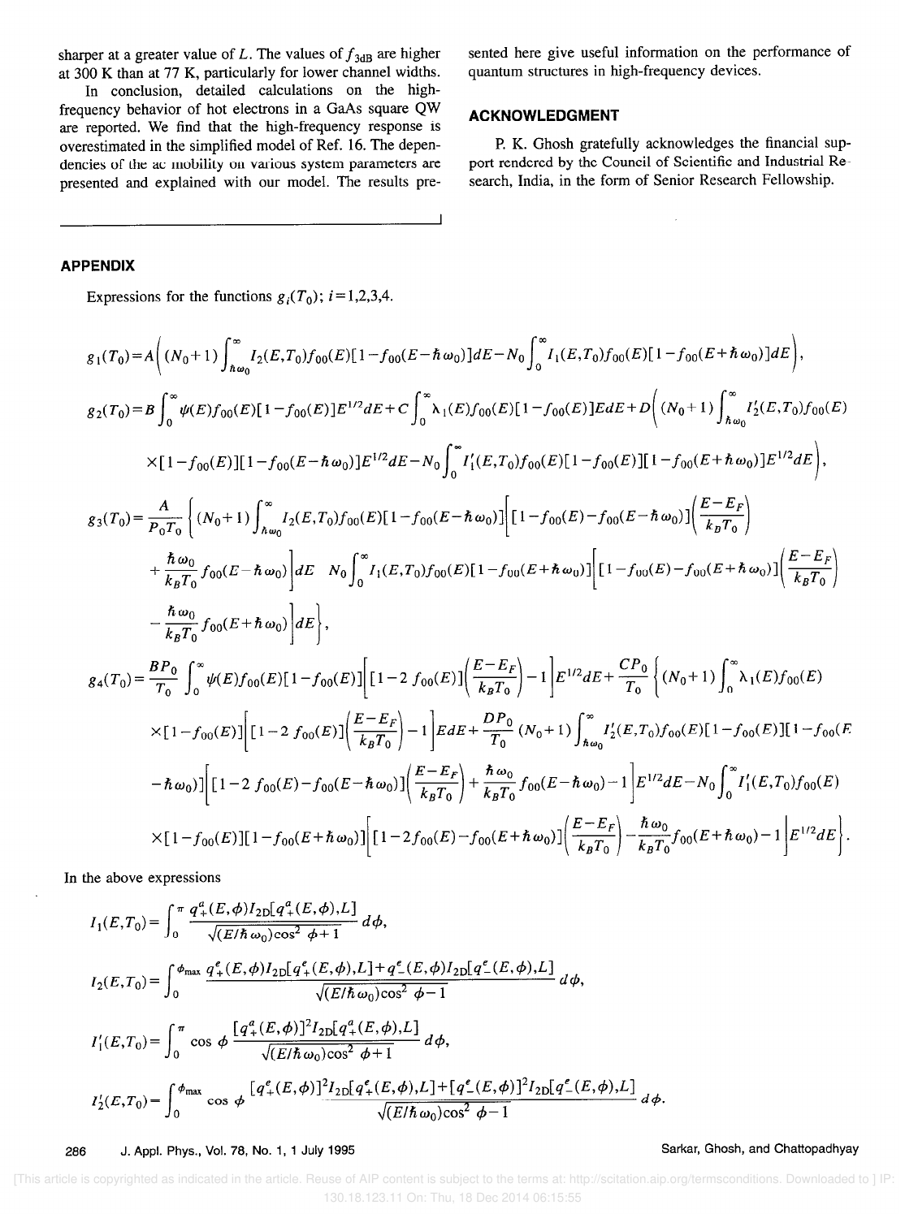sharper at a greater value of $L$. The values of $f_{3dB}$ are higher at 300 K than at 77 K, particularly for lower channel widths.

In conclusion, detailed calculations on the high-frequency behavior of hot electrons in a GaAs square QW are reported. We find that the high-frequency response is overestimated in the simplified model of Ref. 16. The dependencies of the ac mobility on various system parameters are presented and explained with our model. The results presented here give useful information on the performance of quantum structures in high-frequency devices.

## ACKNOWLEDGMENT

P. K. Ghosh gratefully acknowledges the financial support rendered by the Council of Scientific and Industrial Research, India, in the form of Senior Research Fellowship.

## APPENDIX

Expressions for the functions $g_i(T_0)$; $i=1,2,3,4$.

$$g_1(T_0)=A\left((N_0+1)\int_{\hbar\omega_0}^{\infty} I_2(E,T_0)f_{00}(E)[1-f_{00}(E-\hbar\omega_0)]dE-N_0\int_0^{\infty} I_1(E,T_0)f_{00}(E)[1-f_{00}(E+\hbar\omega_0)]dE\right),$$

$$g_2(T_0)=B\int_0^{\infty}\psi(E)f_{00}(E)[1-f_{00}(E)]E^{1/2}dE+C\int_0^{\infty}\lambda_1(E)f_{00}(E)[1-f_{00}(E)]EdE+D\left((N_0+1)\int_{\hbar\omega_0}^{\infty}I_2'(E,T_0)f_{00}(E)\right.$$
$$\left.\times[1-f_{00}(E)][1-f_{00}(E-\hbar\omega_0)]E^{1/2}dE-N_0\int_0^{\infty}I_1'(E,T_0)f_{00}(E)[1-f_{00}(E)][1-f_{00}(E+\hbar\omega_0)]E^{1/2}dE\right),$$

$$g_3(T_0)=\frac{A}{P_0T_0}\left\{(N_0+1)\int_{\hbar\omega_0}^{\infty}I_2(E,T_0)f_{00}(E)[1-f_{00}(E-\hbar\omega_0)]\left[[1-f_{00}(E)-f_{00}(E-\hbar\omega_0)]\left(\frac{E-E_F}{k_BT_0}\right)\right.\right.$$
$$\left.+\frac{\hbar\omega_0}{k_BT_0}f_{00}(E-\hbar\omega_0)\right]dE-N_0\int_0^{\infty}I_1(E,T_0)f_{00}(E)[1-f_{00}(E+\hbar\omega_0)]\left[[1-f_{00}(E)-f_{00}(E+\hbar\omega_0)]\left(\frac{E-E_F}{k_BT_0}\right)\right.$$
$$\left.\left.-\frac{\hbar\omega_0}{k_BT_0}f_{00}(E+\hbar\omega_0)\right]dE\right\},$$

$$g_4(T_0)=\frac{BP_0}{T_0}\int_0^{\infty}\psi(E)f_{00}(E)[1-f_{00}(E)]\left[[1-2f_{00}(E)]\left(\frac{E-E_F}{k_BT_0}\right)-1\right]E^{1/2}dE+\frac{CP_0}{T_0}\left\{(N_0+1)\int_0^{\infty}\lambda_1(E)f_{00}(E)\right.$$
$$\times[1-f_{00}(E)]\left[[1-2f_{00}(E)]\left(\frac{E-E_F}{k_BT_0}\right)-1\right]EdE+\frac{DP_0}{T_0}(N_0+1)\int_{\hbar\omega_0}^{\infty}I_2'(E,T_0)f_{00}(E)[1-f_{00}(E)][1-f_{00}(E$$
$$-\hbar\omega_0)]\left[[1-2f_{00}(E)-f_{00}(E-\hbar\omega_0)]\left(\frac{E-E_F}{k_BT_0}\right)+\frac{\hbar\omega_0}{k_BT_0}f_{00}(E-\hbar\omega_0)-1\right]E^{1/2}dE-N_0\int_0^{\infty}I_1'(E,T_0)f_{00}(E)$$
$$\left.\times[1-f_{00}(E)][1-f_{00}(E+\hbar\omega_0)]\left[[1-2f_{00}(E)-f_{00}(E+\hbar\omega_0)]\left(\frac{E-E_F}{k_BT_0}\right)-\frac{\hbar\omega_0}{k_BT_0}f_{00}(E+\hbar\omega_0)-1\right]E^{1/2}dE\right\}.$$

In the above expressions

$$I_1(E,T_0)=\int_0^{\pi}\frac{q_+^a(E,\phi)I_{2D}[q_+^a(E,\phi),L]}{\sqrt{(E/\hbar\omega_0)\cos^2\phi+1}}d\phi,$$

$$I_2(E,T_0)=\int_0^{\phi_{\max}}\frac{q_+^e(E,\phi)I_{2D}[q_+^e(E,\phi),L]+q_-^e(E,\phi)I_{2D}[q_-^e(E,\phi),L]}{\sqrt{(E/\hbar\omega_0)\cos^2\phi-1}}d\phi,$$

$$I_1'(E,T_0)=\int_0^{\pi}\cos\phi\,\frac{[q_+^a(E,\phi)]^2I_{2D}[q_+^a(E,\phi),L]}{\sqrt{(E/\hbar\omega_0)\cos^2\phi+1}}d\phi,$$

$$I_2'(E,T_0)=\int_0^{\phi_{\max}}\cos\phi\,\frac{[q_+^e(E,\phi)]^2I_{2D}[q_+^e(E,\phi),L]+[q_-^e(E,\phi)]^2I_{2D}[q_-^e(E,\phi),L]}{\sqrt{(E/\hbar\omega_0)\cos^2\phi-1}}d\phi.$$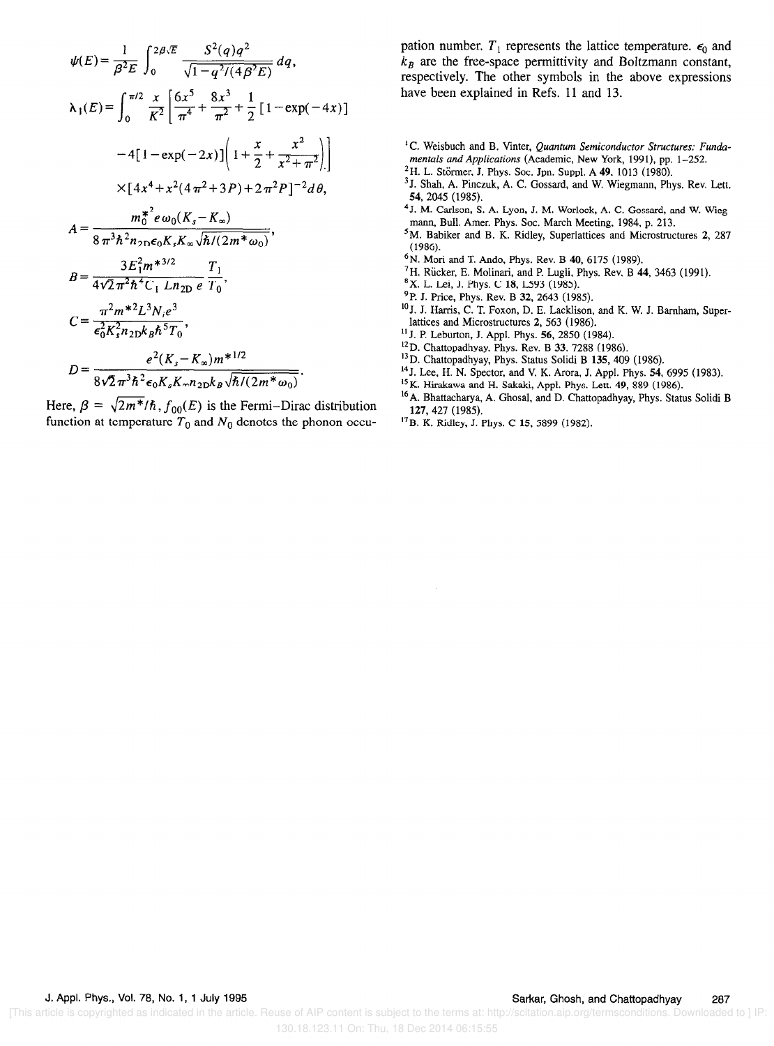$$\psi(E)=\frac{1}{\beta^2 E}\int_0^{2\beta\sqrt{E}}\frac{S^2(q)q^2}{\sqrt{1-q^2/(4\beta^2 E)}}\,dq,$$

$$\lambda_1(E)=\int_0^{\pi/2}\frac{x}{K^2}\left[\frac{6x^5}{\pi^4}+\frac{8x^3}{\pi^2}+\frac{1}{2}\,[1-\exp(-4x)]\right.$$
$$\left.-4[1-\exp(-2x)]\left(1+\frac{x}{2}+\frac{x^2}{x^2+\pi^2}\right)\right]$$
$$\times[4x^4+x^2(4\pi^2+3P)+2\pi^2 P]^{-2}d\theta,$$

$$A=\frac{m_0^{*^2}e\,\omega_0(K_s-K_\infty)}{8\pi^3\hbar^2 n_{2D}\epsilon_0 K_s K_\infty\sqrt{\hbar/(2m^*\omega_0)}},$$

$$B=\frac{3E_1^2 m^{*3/2}}{4\sqrt{2}\pi^2\hbar^4 C_1\, Ln_{2D}\, e}\,\frac{T_1}{T_0},$$

$$C=\frac{\pi^2 m^{*2}L^3 N_i e^3}{\epsilon_0^2 K_s^2 n_{2D}k_B\hbar^5 T_0},$$

$$D=\frac{e^2(K_s-K_\infty)m^{*1/2}}{8\sqrt{2}\pi^3\hbar^2\epsilon_0 K_s K_\infty n_{2D}k_B\sqrt{\hbar/(2m^*\omega_0)}}.$$

Here, $\beta=\sqrt{2m^*}/\hbar$, $f_{00}(E)$ is the Fermi–Dirac distribution function at temperature $T_0$ and $N_0$ denotes the phonon occupation number. $T_1$ represents the lattice temperature. $\epsilon_0$ and $k_B$ are the free-space permittivity and Boltzmann constant, respectively. The other symbols in the above expressions have been explained in Refs. 11 and 13.

[1] C. Weisbuch and B. Vinter, *Quantum Semiconductor Structures: Fundamentals and Applications* (Academic, New York, 1991), pp. 1–252.
[2] H. L. Störmer, J. Phys. Soc. Jpn. Suppl. A **49**, 1013 (1980).
[3] J. Shah, A. Pinczuk, A. C. Gossard, and W. Wiegmann, Phys. Rev. Lett. **54**, 2045 (1985).
[4] J. M. Carlson, S. A. Lyon, J. M. Worlock, A. C. Gossard, and W. Wiegmann, Bull. Amer. Phys. Soc. March Meeting, 1984, p. 213.
[5] M. Babiker and B. K. Ridley, Superlattices and Microstructures **2**, 287 (1986).
[6] N. Mori and T. Ando, Phys. Rev. B **40**, 6175 (1989).
[7] H. Rücker, E. Molinari, and P. Lugli, Phys. Rev. B **44**, 3463 (1991).
[8] X. L. Lei, J. Phys. C **18**, L593 (1985).
[9] P. J. Price, Phys. Rev. B **32**, 2643 (1985).
[10] J. J. Harris, C. T. Foxon, D. E. Lacklison, and K. W. J. Barnham, Superlattices and Microstructures **2**, 563 (1986).
[11] J. P. Leburton, J. Appl. Phys. **56**, 2850 (1984).
[12] D. Chattopadhyay, Phys. Rev. B **33**, 7288 (1986).
[13] D. Chattopadhyay, Phys. Status Solidi B **135**, 409 (1986).
[14] J. Lee, H. N. Spector, and V. K. Arora, J. Appl. Phys. **54**, 6995 (1983).
[15] K. Hirakawa and H. Sakaki, Appl. Phys. Lett. **49**, 889 (1986).
[16] A. Bhattacharya, A. Ghosal, and D. Chattopadhyay, Phys. Status Solidi B **127**, 427 (1985).
[17] B. K. Ridley, J. Phys. C **15**, 5899 (1982).